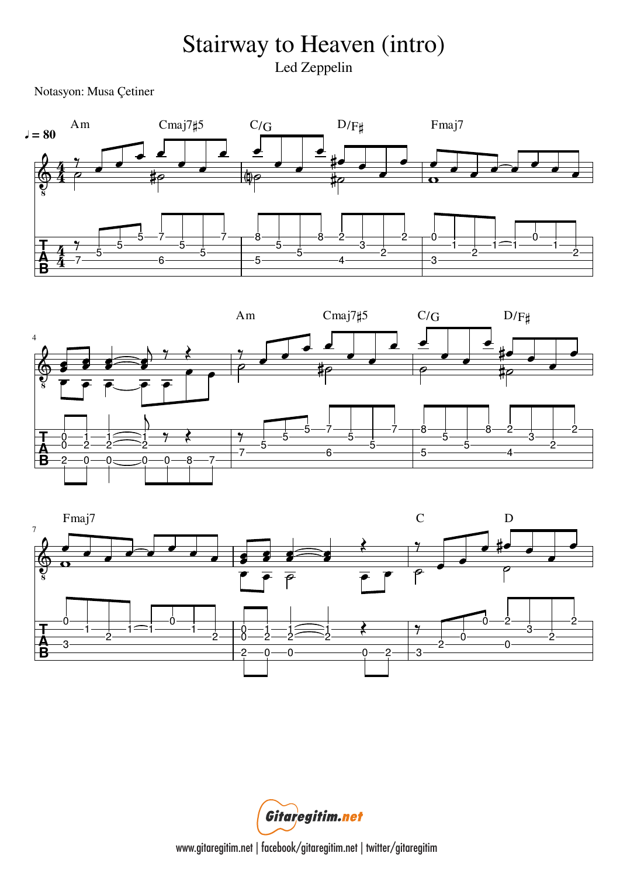# Stairway to Heaven (intro)

Led Zeppelin

Notasyon: Musa Çetiner

www.gitaregitim.net | facebook/gitaregitim.net | twitter/gitaregitim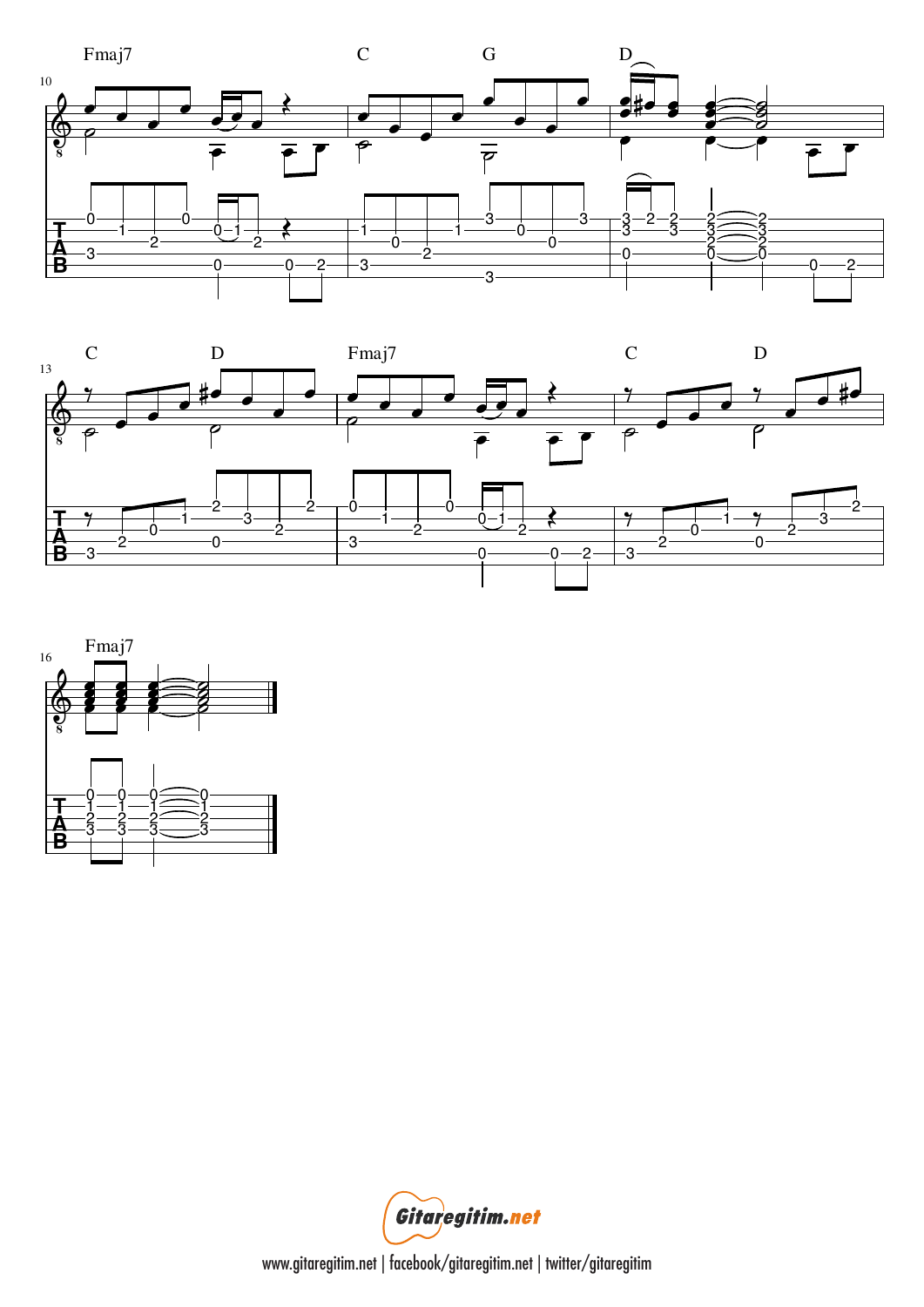Fmaj7 C G D

C D Fmaj7 C D

Fmaj7

www.gitaregitim.net | facebook/gitaregitim.net | twitter/gitaregitim